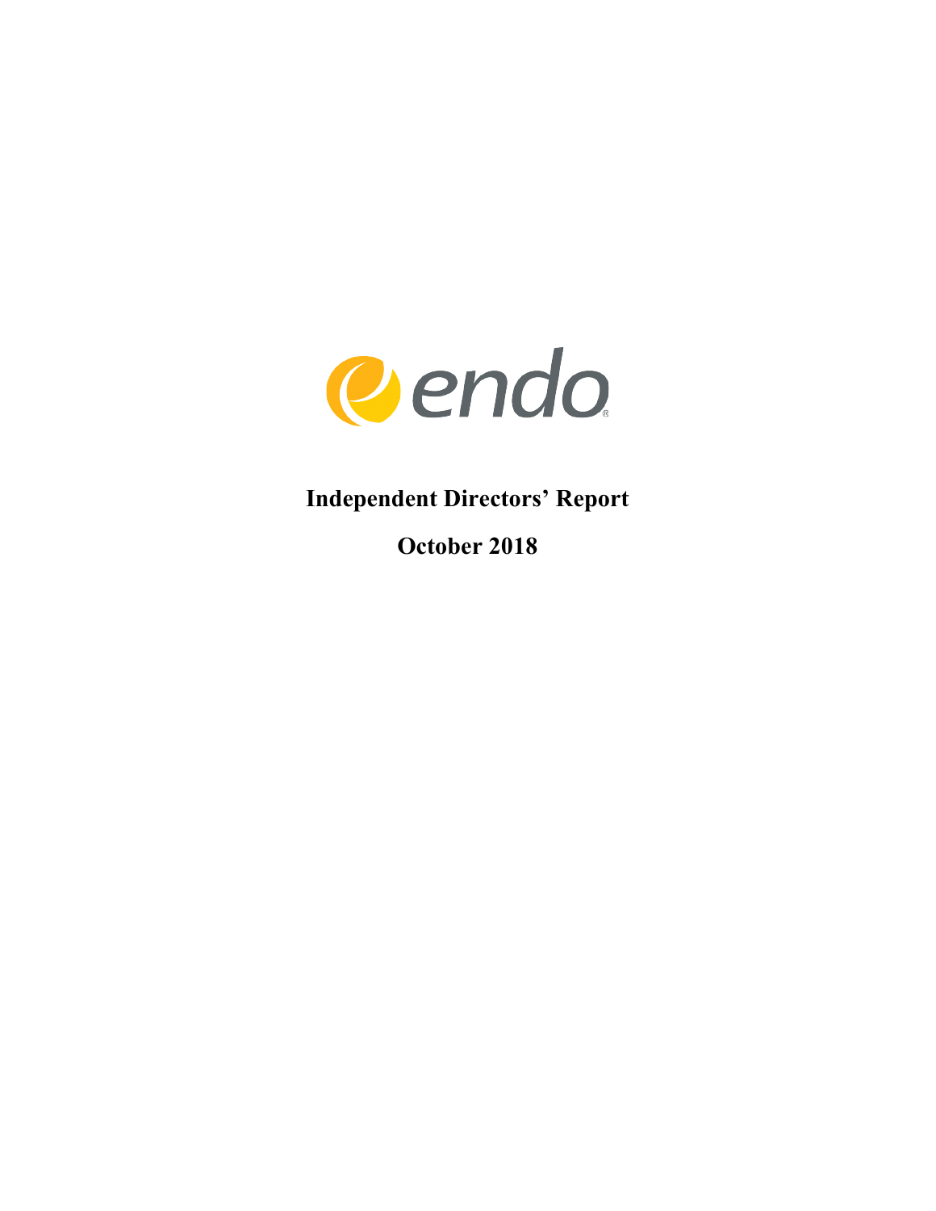endo

# Independent Directors' Report

## October 2018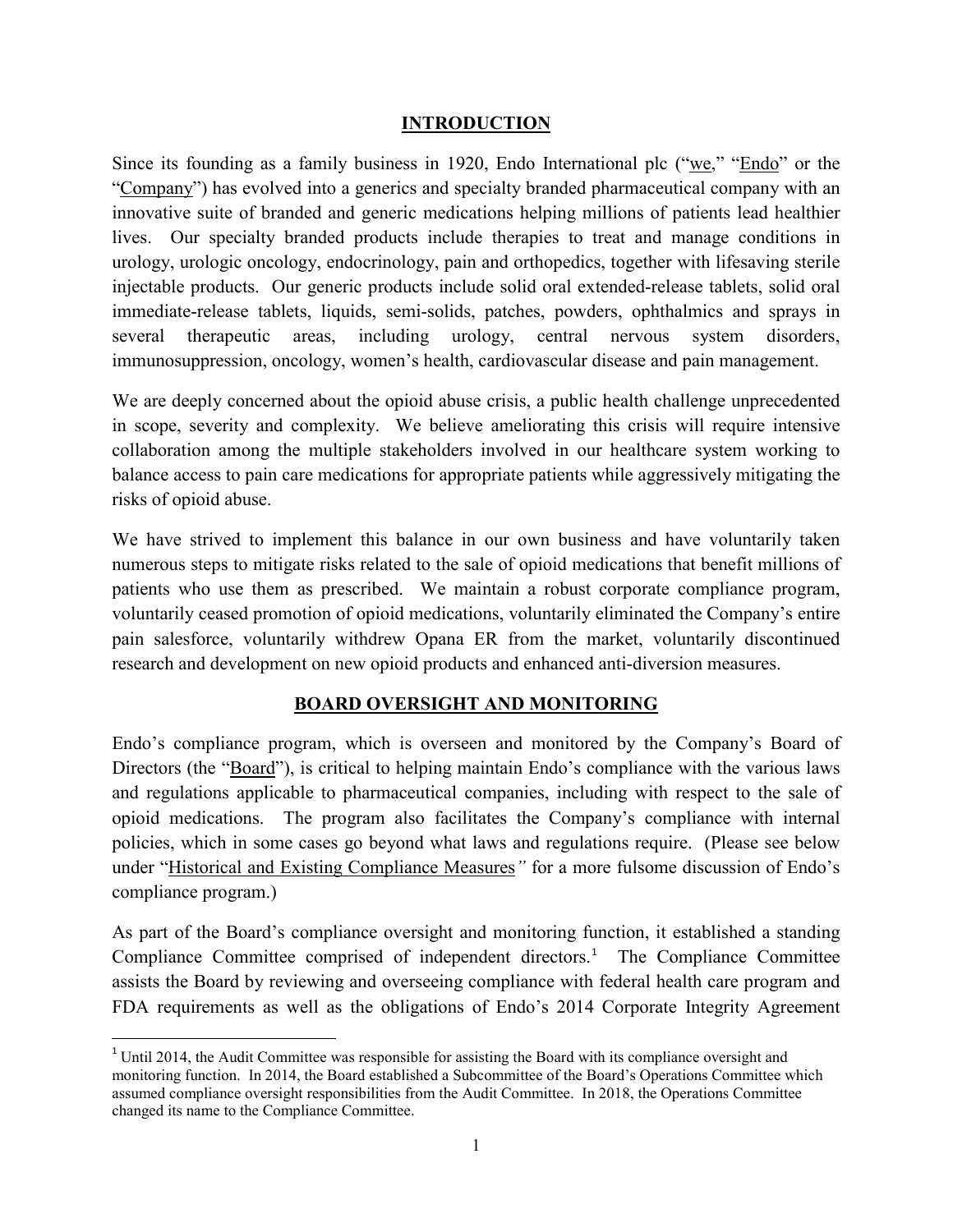## INTRODUCTION

Since its founding as a family business in 1920, Endo International plc ("we," "Endo" or the "Company") has evolved into a generics and specialty branded pharmaceutical company with an innovative suite of branded and generic medications helping millions of patients lead healthier lives. Our specialty branded products include therapies to treat and manage conditions in urology, urologic oncology, endocrinology, pain and orthopedics, together with lifesaving sterile injectable products. Our generic products include solid oral extended-release tablets, solid oral immediate-release tablets, liquids, semi-solids, patches, powders, ophthalmics and sprays in several therapeutic areas, including urology, central nervous system disorders, immunosuppression, oncology, women's health, cardiovascular disease and pain management.

We are deeply concerned about the opioid abuse crisis, a public health challenge unprecedented in scope, severity and complexity. We believe ameliorating this crisis will require intensive collaboration among the multiple stakeholders involved in our healthcare system working to balance access to pain care medications for appropriate patients while aggressively mitigating the risks of opioid abuse.

We have strived to implement this balance in our own business and have voluntarily taken numerous steps to mitigate risks related to the sale of opioid medications that benefit millions of patients who use them as prescribed. We maintain a robust corporate compliance program, voluntarily ceased promotion of opioid medications, voluntarily eliminated the Company's entire pain salesforce, voluntarily withdrew Opana ER from the market, voluntarily discontinued research and development on new opioid products and enhanced anti-diversion measures.

## BOARD OVERSIGHT AND MONITORING

Endo's compliance program, which is overseen and monitored by the Company's Board of Directors (the "Board"), is critical to helping maintain Endo's compliance with the various laws and regulations applicable to pharmaceutical companies, including with respect to the sale of opioid medications. The program also facilitates the Company's compliance with internal policies, which in some cases go beyond what laws and regulations require. (Please see below under "Historical and Existing Compliance Measures*"* for a more fulsome discussion of Endo's compliance program.)

As part of the Board's compliance oversight and monitoring function, it established a standing Compliance Committee comprised of independent directors.[1] The Compliance Committee assists the Board by reviewing and overseeing compliance with federal health care program and FDA requirements as well as the obligations of Endo's 2014 Corporate Integrity Agreement

[1] Until 2014, the Audit Committee was responsible for assisting the Board with its compliance oversight and monitoring function. In 2014, the Board established a Subcommittee of the Board's Operations Committee which assumed compliance oversight responsibilities from the Audit Committee. In 2018, the Operations Committee changed its name to the Compliance Committee.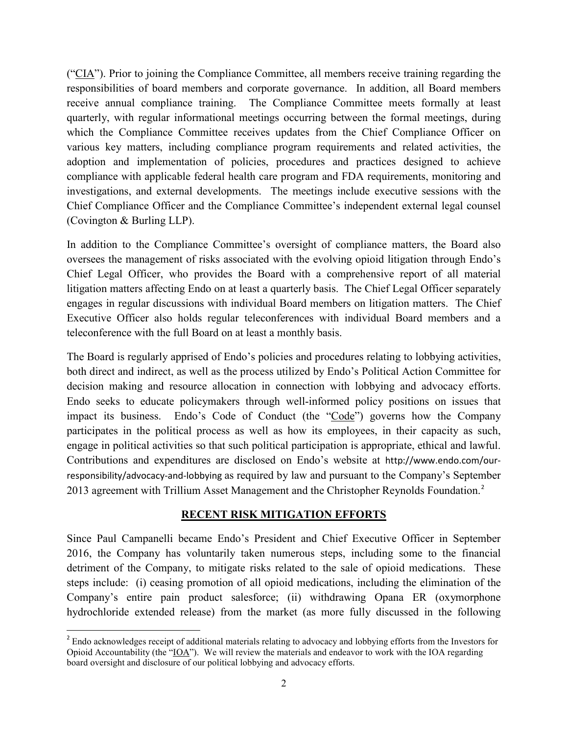("CIA"). Prior to joining the Compliance Committee, all members receive training regarding the responsibilities of board members and corporate governance. In addition, all Board members receive annual compliance training. The Compliance Committee meets formally at least quarterly, with regular informational meetings occurring between the formal meetings, during which the Compliance Committee receives updates from the Chief Compliance Officer on various key matters, including compliance program requirements and related activities, the adoption and implementation of policies, procedures and practices designed to achieve compliance with applicable federal health care program and FDA requirements, monitoring and investigations, and external developments. The meetings include executive sessions with the Chief Compliance Officer and the Compliance Committee's independent external legal counsel (Covington & Burling LLP).

In addition to the Compliance Committee's oversight of compliance matters, the Board also oversees the management of risks associated with the evolving opioid litigation through Endo's Chief Legal Officer, who provides the Board with a comprehensive report of all material litigation matters affecting Endo on at least a quarterly basis. The Chief Legal Officer separately engages in regular discussions with individual Board members on litigation matters. The Chief Executive Officer also holds regular teleconferences with individual Board members and a teleconference with the full Board on at least a monthly basis.

The Board is regularly apprised of Endo's policies and procedures relating to lobbying activities, both direct and indirect, as well as the process utilized by Endo's Political Action Committee for decision making and resource allocation in connection with lobbying and advocacy efforts. Endo seeks to educate policymakers through well-informed policy positions on issues that impact its business. Endo's Code of Conduct (the "Code") governs how the Company participates in the political process as well as how its employees, in their capacity as such, engage in political activities so that such political participation is appropriate, ethical and lawful. Contributions and expenditures are disclosed on Endo's website at http://www.endo.com/our-responsibility/advocacy-and-lobbying as required by law and pursuant to the Company's September 2013 agreement with Trillium Asset Management and the Christopher Reynolds Foundation.[2]

## RECENT RISK MITIGATION EFFORTS

Since Paul Campanelli became Endo's President and Chief Executive Officer in September 2016, the Company has voluntarily taken numerous steps, including some to the financial detriment of the Company, to mitigate risks related to the sale of opioid medications. These steps include: (i) ceasing promotion of all opioid medications, including the elimination of the Company's entire pain product salesforce; (ii) withdrawing Opana ER (oxymorphone hydrochloride extended release) from the market (as more fully discussed in the following

[2] Endo acknowledges receipt of additional materials relating to advocacy and lobbying efforts from the Investors for Opioid Accountability (the "IOA"). We will review the materials and endeavor to work with the IOA regarding board oversight and disclosure of our political lobbying and advocacy efforts.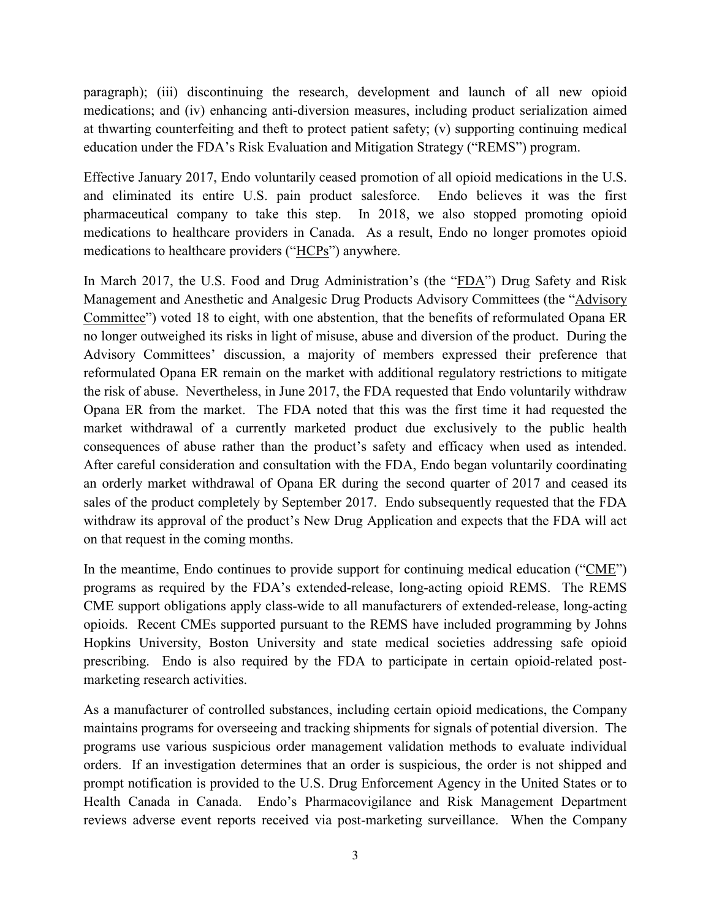paragraph); (iii) discontinuing the research, development and launch of all new opioid medications; and (iv) enhancing anti-diversion measures, including product serialization aimed at thwarting counterfeiting and theft to protect patient safety; (v) supporting continuing medical education under the FDA's Risk Evaluation and Mitigation Strategy ("REMS") program.

Effective January 2017, Endo voluntarily ceased promotion of all opioid medications in the U.S. and eliminated its entire U.S. pain product salesforce. Endo believes it was the first pharmaceutical company to take this step. In 2018, we also stopped promoting opioid medications to healthcare providers in Canada. As a result, Endo no longer promotes opioid medications to healthcare providers ("HCPs") anywhere.

In March 2017, the U.S. Food and Drug Administration's (the "FDA") Drug Safety and Risk Management and Anesthetic and Analgesic Drug Products Advisory Committees (the "Advisory Committee") voted 18 to eight, with one abstention, that the benefits of reformulated Opana ER no longer outweighed its risks in light of misuse, abuse and diversion of the product. During the Advisory Committees' discussion, a majority of members expressed their preference that reformulated Opana ER remain on the market with additional regulatory restrictions to mitigate the risk of abuse. Nevertheless, in June 2017, the FDA requested that Endo voluntarily withdraw Opana ER from the market. The FDA noted that this was the first time it had requested the market withdrawal of a currently marketed product due exclusively to the public health consequences of abuse rather than the product's safety and efficacy when used as intended. After careful consideration and consultation with the FDA, Endo began voluntarily coordinating an orderly market withdrawal of Opana ER during the second quarter of 2017 and ceased its sales of the product completely by September 2017. Endo subsequently requested that the FDA withdraw its approval of the product's New Drug Application and expects that the FDA will act on that request in the coming months.

In the meantime, Endo continues to provide support for continuing medical education ("CME") programs as required by the FDA's extended-release, long-acting opioid REMS. The REMS CME support obligations apply class-wide to all manufacturers of extended-release, long-acting opioids. Recent CMEs supported pursuant to the REMS have included programming by Johns Hopkins University, Boston University and state medical societies addressing safe opioid prescribing. Endo is also required by the FDA to participate in certain opioid-related post-marketing research activities.

As a manufacturer of controlled substances, including certain opioid medications, the Company maintains programs for overseeing and tracking shipments for signals of potential diversion. The programs use various suspicious order management validation methods to evaluate individual orders. If an investigation determines that an order is suspicious, the order is not shipped and prompt notification is provided to the U.S. Drug Enforcement Agency in the United States or to Health Canada in Canada. Endo's Pharmacovigilance and Risk Management Department reviews adverse event reports received via post-marketing surveillance. When the Company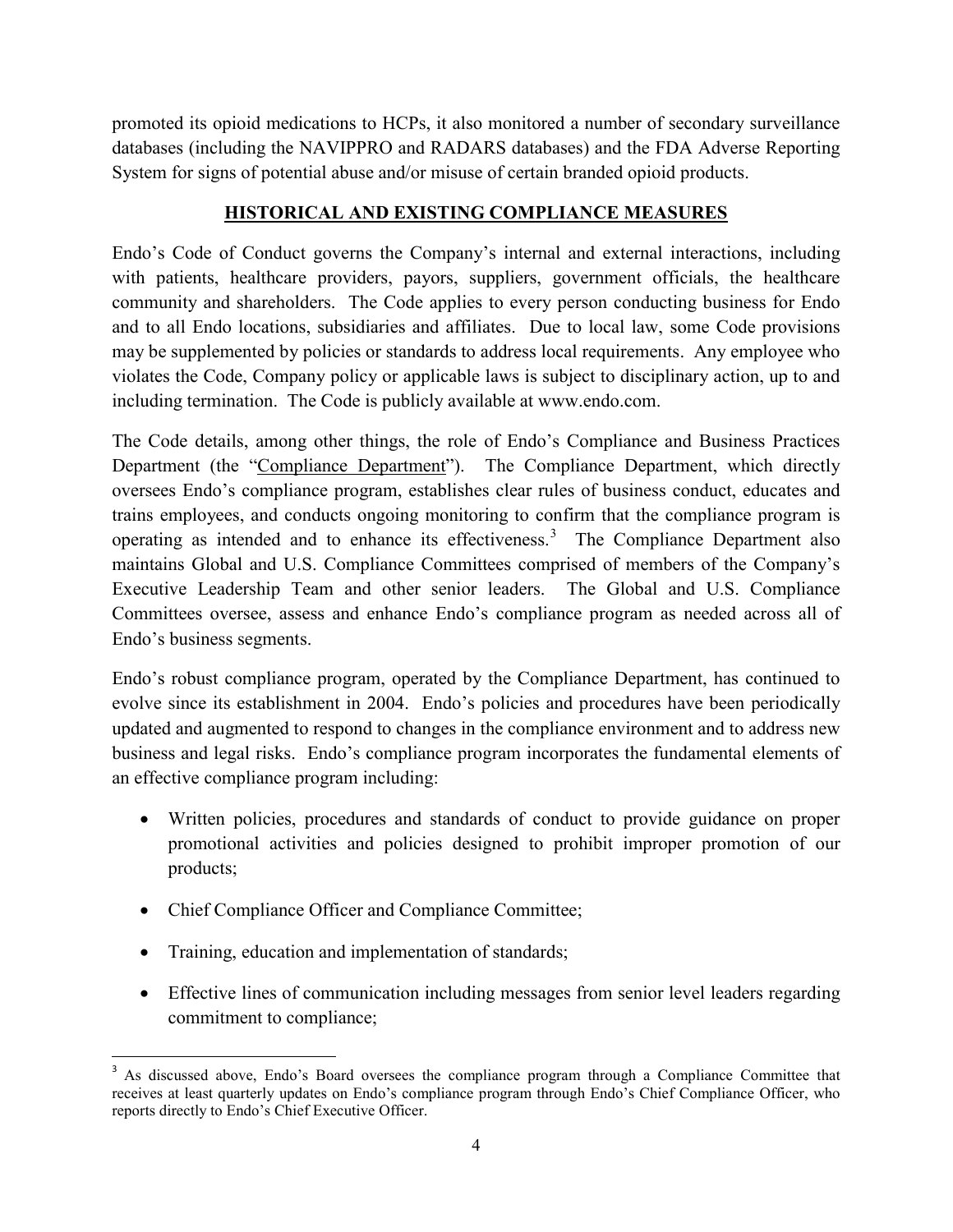promoted its opioid medications to HCPs, it also monitored a number of secondary surveillance databases (including the NAVIPPRO and RADARS databases) and the FDA Adverse Reporting System for signs of potential abuse and/or misuse of certain branded opioid products.

## HISTORICAL AND EXISTING COMPLIANCE MEASURES

Endo's Code of Conduct governs the Company's internal and external interactions, including with patients, healthcare providers, payors, suppliers, government officials, the healthcare community and shareholders. The Code applies to every person conducting business for Endo and to all Endo locations, subsidiaries and affiliates. Due to local law, some Code provisions may be supplemented by policies or standards to address local requirements. Any employee who violates the Code, Company policy or applicable laws is subject to disciplinary action, up to and including termination. The Code is publicly available at www.endo.com.

The Code details, among other things, the role of Endo's Compliance and Business Practices Department (the "Compliance Department"). The Compliance Department, which directly oversees Endo's compliance program, establishes clear rules of business conduct, educates and trains employees, and conducts ongoing monitoring to confirm that the compliance program is operating as intended and to enhance its effectiveness.[3] The Compliance Department also maintains Global and U.S. Compliance Committees comprised of members of the Company's Executive Leadership Team and other senior leaders. The Global and U.S. Compliance Committees oversee, assess and enhance Endo's compliance program as needed across all of Endo's business segments.

Endo's robust compliance program, operated by the Compliance Department, has continued to evolve since its establishment in 2004. Endo's policies and procedures have been periodically updated and augmented to respond to changes in the compliance environment and to address new business and legal risks. Endo's compliance program incorporates the fundamental elements of an effective compliance program including:

- Written policies, procedures and standards of conduct to provide guidance on proper promotional activities and policies designed to prohibit improper promotion of our products;
- Chief Compliance Officer and Compliance Committee;
- Training, education and implementation of standards;
- Effective lines of communication including messages from senior level leaders regarding commitment to compliance;

[3] As discussed above, Endo's Board oversees the compliance program through a Compliance Committee that receives at least quarterly updates on Endo's compliance program through Endo's Chief Compliance Officer, who reports directly to Endo's Chief Executive Officer.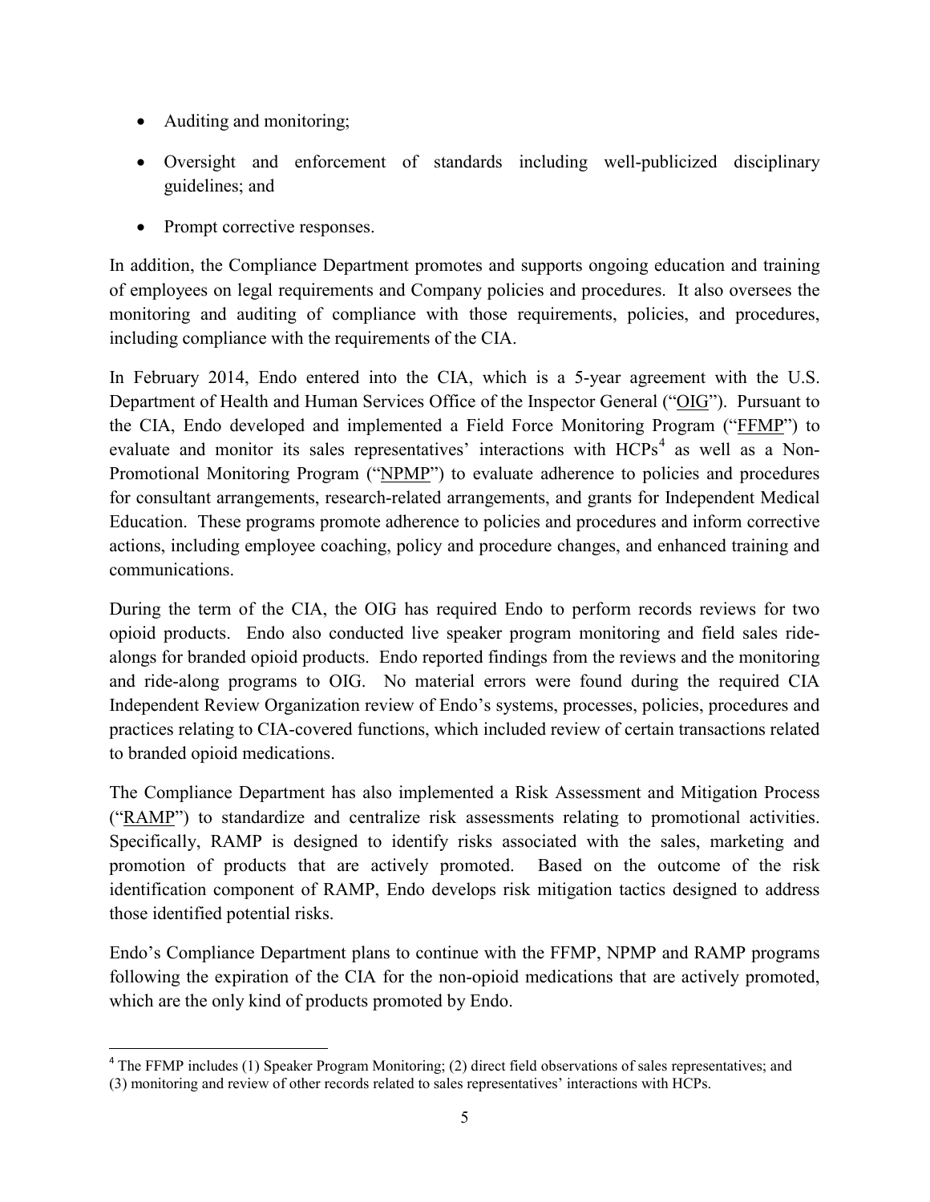- Auditing and monitoring;
- Oversight and enforcement of standards including well-publicized disciplinary guidelines; and
- Prompt corrective responses.

In addition, the Compliance Department promotes and supports ongoing education and training of employees on legal requirements and Company policies and procedures. It also oversees the monitoring and auditing of compliance with those requirements, policies, and procedures, including compliance with the requirements of the CIA.

In February 2014, Endo entered into the CIA, which is a 5-year agreement with the U.S. Department of Health and Human Services Office of the Inspector General ("OIG"). Pursuant to the CIA, Endo developed and implemented a Field Force Monitoring Program ("FFMP") to evaluate and monitor its sales representatives' interactions with HCPs[4] as well as a Non-Promotional Monitoring Program ("NPMP") to evaluate adherence to policies and procedures for consultant arrangements, research-related arrangements, and grants for Independent Medical Education. These programs promote adherence to policies and procedures and inform corrective actions, including employee coaching, policy and procedure changes, and enhanced training and communications.

During the term of the CIA, the OIG has required Endo to perform records reviews for two opioid products. Endo also conducted live speaker program monitoring and field sales ride-alongs for branded opioid products. Endo reported findings from the reviews and the monitoring and ride-along programs to OIG. No material errors were found during the required CIA Independent Review Organization review of Endo's systems, processes, policies, procedures and practices relating to CIA-covered functions, which included review of certain transactions related to branded opioid medications.

The Compliance Department has also implemented a Risk Assessment and Mitigation Process ("RAMP") to standardize and centralize risk assessments relating to promotional activities. Specifically, RAMP is designed to identify risks associated with the sales, marketing and promotion of products that are actively promoted. Based on the outcome of the risk identification component of RAMP, Endo develops risk mitigation tactics designed to address those identified potential risks.

Endo's Compliance Department plans to continue with the FFMP, NPMP and RAMP programs following the expiration of the CIA for the non-opioid medications that are actively promoted, which are the only kind of products promoted by Endo.

---

[4] The FFMP includes (1) Speaker Program Monitoring; (2) direct field observations of sales representatives; and (3) monitoring and review of other records related to sales representatives' interactions with HCPs.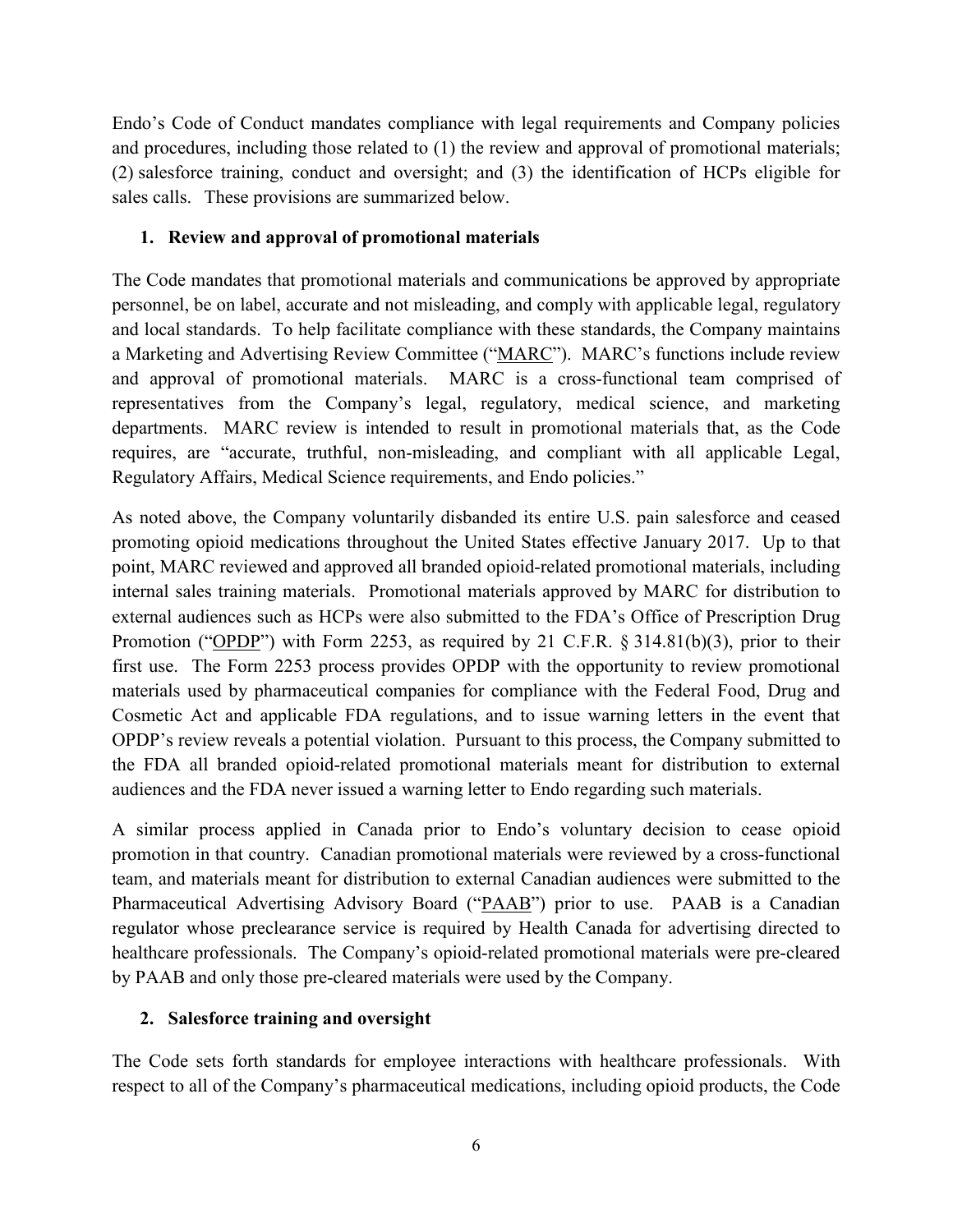Endo's Code of Conduct mandates compliance with legal requirements and Company policies and procedures, including those related to (1) the review and approval of promotional materials; (2) salesforce training, conduct and oversight; and (3) the identification of HCPs eligible for sales calls. These provisions are summarized below.

### 1. Review and approval of promotional materials

The Code mandates that promotional materials and communications be approved by appropriate personnel, be on label, accurate and not misleading, and comply with applicable legal, regulatory and local standards. To help facilitate compliance with these standards, the Company maintains a Marketing and Advertising Review Committee ("MARC"). MARC's functions include review and approval of promotional materials. MARC is a cross-functional team comprised of representatives from the Company's legal, regulatory, medical science, and marketing departments. MARC review is intended to result in promotional materials that, as the Code requires, are "accurate, truthful, non-misleading, and compliant with all applicable Legal, Regulatory Affairs, Medical Science requirements, and Endo policies."

As noted above, the Company voluntarily disbanded its entire U.S. pain salesforce and ceased promoting opioid medications throughout the United States effective January 2017. Up to that point, MARC reviewed and approved all branded opioid-related promotional materials, including internal sales training materials. Promotional materials approved by MARC for distribution to external audiences such as HCPs were also submitted to the FDA's Office of Prescription Drug Promotion ("OPDP") with Form 2253, as required by 21 C.F.R. § 314.81(b)(3), prior to their first use. The Form 2253 process provides OPDP with the opportunity to review promotional materials used by pharmaceutical companies for compliance with the Federal Food, Drug and Cosmetic Act and applicable FDA regulations, and to issue warning letters in the event that OPDP's review reveals a potential violation. Pursuant to this process, the Company submitted to the FDA all branded opioid-related promotional materials meant for distribution to external audiences and the FDA never issued a warning letter to Endo regarding such materials.

A similar process applied in Canada prior to Endo's voluntary decision to cease opioid promotion in that country. Canadian promotional materials were reviewed by a cross-functional team, and materials meant for distribution to external Canadian audiences were submitted to the Pharmaceutical Advertising Advisory Board ("PAAB") prior to use. PAAB is a Canadian regulator whose preclearance service is required by Health Canada for advertising directed to healthcare professionals. The Company's opioid-related promotional materials were pre-cleared by PAAB and only those pre-cleared materials were used by the Company.

### 2. Salesforce training and oversight

The Code sets forth standards for employee interactions with healthcare professionals. With respect to all of the Company's pharmaceutical medications, including opioid products, the Code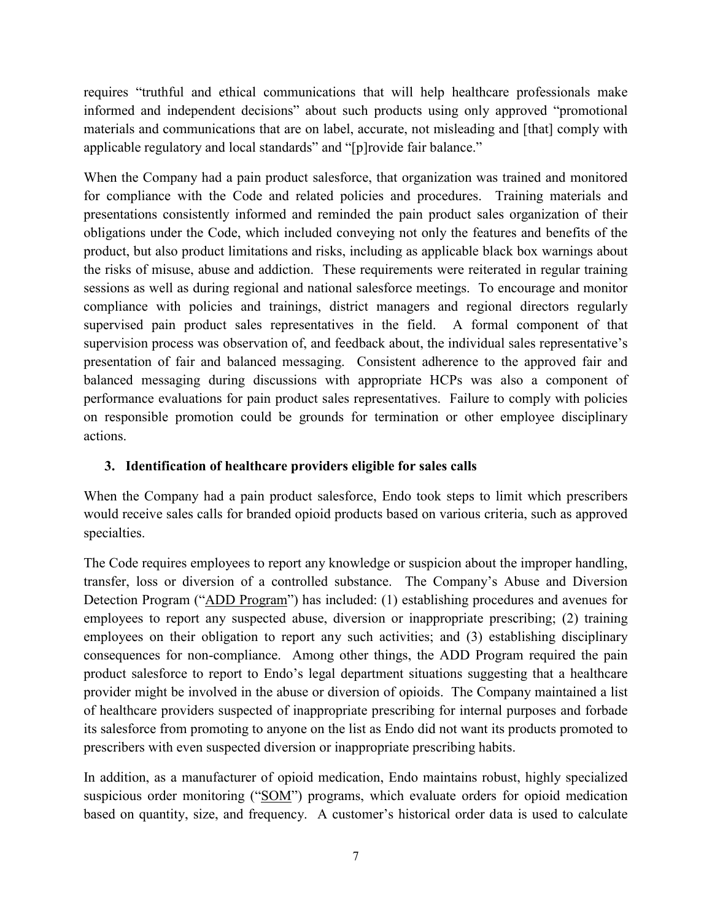requires "truthful and ethical communications that will help healthcare professionals make informed and independent decisions" about such products using only approved "promotional materials and communications that are on label, accurate, not misleading and [that] comply with applicable regulatory and local standards" and "[p]rovide fair balance."

When the Company had a pain product salesforce, that organization was trained and monitored for compliance with the Code and related policies and procedures. Training materials and presentations consistently informed and reminded the pain product sales organization of their obligations under the Code, which included conveying not only the features and benefits of the product, but also product limitations and risks, including as applicable black box warnings about the risks of misuse, abuse and addiction. These requirements were reiterated in regular training sessions as well as during regional and national salesforce meetings. To encourage and monitor compliance with policies and trainings, district managers and regional directors regularly supervised pain product sales representatives in the field. A formal component of that supervision process was observation of, and feedback about, the individual sales representative's presentation of fair and balanced messaging. Consistent adherence to the approved fair and balanced messaging during discussions with appropriate HCPs was also a component of performance evaluations for pain product sales representatives. Failure to comply with policies on responsible promotion could be grounds for termination or other employee disciplinary actions.

### 3. Identification of healthcare providers eligible for sales calls

When the Company had a pain product salesforce, Endo took steps to limit which prescribers would receive sales calls for branded opioid products based on various criteria, such as approved specialties.

The Code requires employees to report any knowledge or suspicion about the improper handling, transfer, loss or diversion of a controlled substance. The Company's Abuse and Diversion Detection Program ("ADD Program") has included: (1) establishing procedures and avenues for employees to report any suspected abuse, diversion or inappropriate prescribing; (2) training employees on their obligation to report any such activities; and (3) establishing disciplinary consequences for non-compliance. Among other things, the ADD Program required the pain product salesforce to report to Endo's legal department situations suggesting that a healthcare provider might be involved in the abuse or diversion of opioids. The Company maintained a list of healthcare providers suspected of inappropriate prescribing for internal purposes and forbade its salesforce from promoting to anyone on the list as Endo did not want its products promoted to prescribers with even suspected diversion or inappropriate prescribing habits.

In addition, as a manufacturer of opioid medication, Endo maintains robust, highly specialized suspicious order monitoring ("SOM") programs, which evaluate orders for opioid medication based on quantity, size, and frequency. A customer's historical order data is used to calculate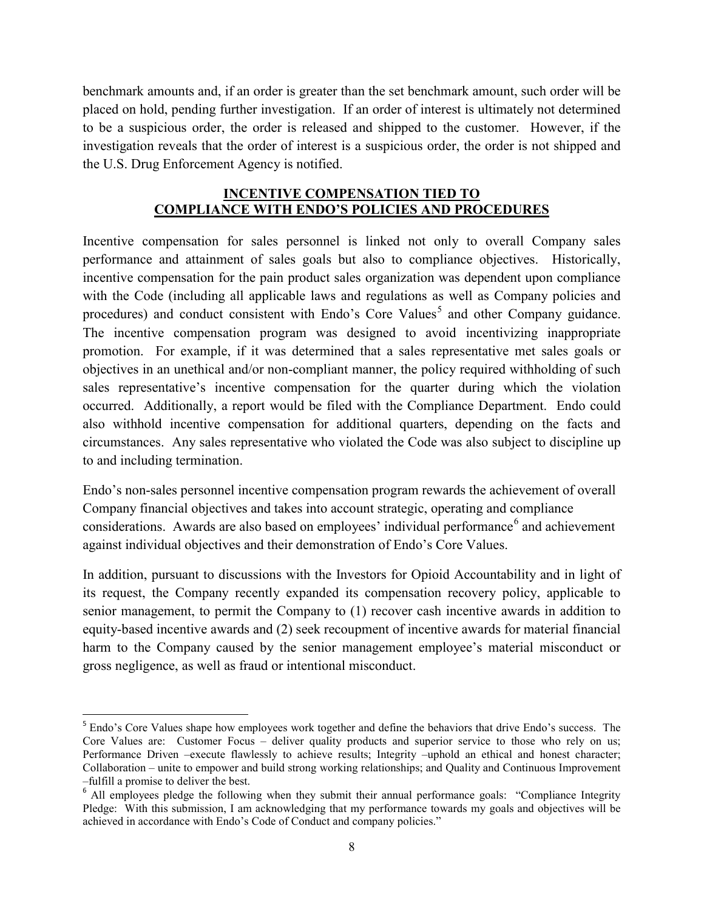benchmark amounts and, if an order is greater than the set benchmark amount, such order will be placed on hold, pending further investigation. If an order of interest is ultimately not determined to be a suspicious order, the order is released and shipped to the customer. However, if the investigation reveals that the order of interest is a suspicious order, the order is not shipped and the U.S. Drug Enforcement Agency is notified.

## INCENTIVE COMPENSATION TIED TO COMPLIANCE WITH ENDO'S POLICIES AND PROCEDURES

Incentive compensation for sales personnel is linked not only to overall Company sales performance and attainment of sales goals but also to compliance objectives. Historically, incentive compensation for the pain product sales organization was dependent upon compliance with the Code (including all applicable laws and regulations as well as Company policies and procedures) and conduct consistent with Endo's Core Values[5] and other Company guidance. The incentive compensation program was designed to avoid incentivizing inappropriate promotion. For example, if it was determined that a sales representative met sales goals or objectives in an unethical and/or non-compliant manner, the policy required withholding of such sales representative's incentive compensation for the quarter during which the violation occurred. Additionally, a report would be filed with the Compliance Department. Endo could also withhold incentive compensation for additional quarters, depending on the facts and circumstances. Any sales representative who violated the Code was also subject to discipline up to and including termination.

Endo's non-sales personnel incentive compensation program rewards the achievement of overall Company financial objectives and takes into account strategic, operating and compliance considerations. Awards are also based on employees' individual performance[6] and achievement against individual objectives and their demonstration of Endo's Core Values.

In addition, pursuant to discussions with the Investors for Opioid Accountability and in light of its request, the Company recently expanded its compensation recovery policy, applicable to senior management, to permit the Company to (1) recover cash incentive awards in addition to equity-based incentive awards and (2) seek recoupment of incentive awards for material financial harm to the Company caused by the senior management employee's material misconduct or gross negligence, as well as fraud or intentional misconduct.

---

[5] Endo's Core Values shape how employees work together and define the behaviors that drive Endo's success. The Core Values are: Customer Focus – deliver quality products and superior service to those who rely on us; Performance Driven –execute flawlessly to achieve results; Integrity –uphold an ethical and honest character; Collaboration – unite to empower and build strong working relationships; and Quality and Continuous Improvement –fulfill a promise to deliver the best.

[6] All employees pledge the following when they submit their annual performance goals: "Compliance Integrity Pledge: With this submission, I am acknowledging that my performance towards my goals and objectives will be achieved in accordance with Endo's Code of Conduct and company policies."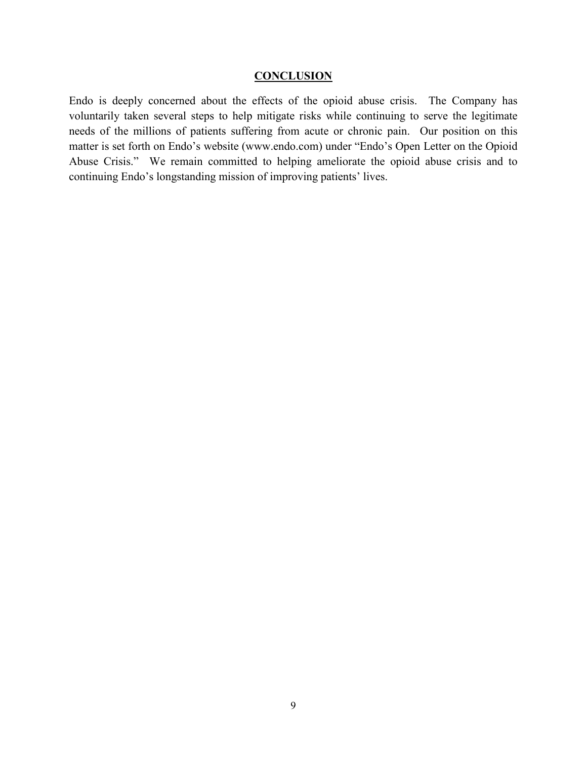## **CONCLUSION**

Endo is deeply concerned about the effects of the opioid abuse crisis. The Company has voluntarily taken several steps to help mitigate risks while continuing to serve the legitimate needs of the millions of patients suffering from acute or chronic pain. Our position on this matter is set forth on Endo's website (www.endo.com) under "Endo's Open Letter on the Opioid Abuse Crisis." We remain committed to helping ameliorate the opioid abuse crisis and to continuing Endo's longstanding mission of improving patients' lives.